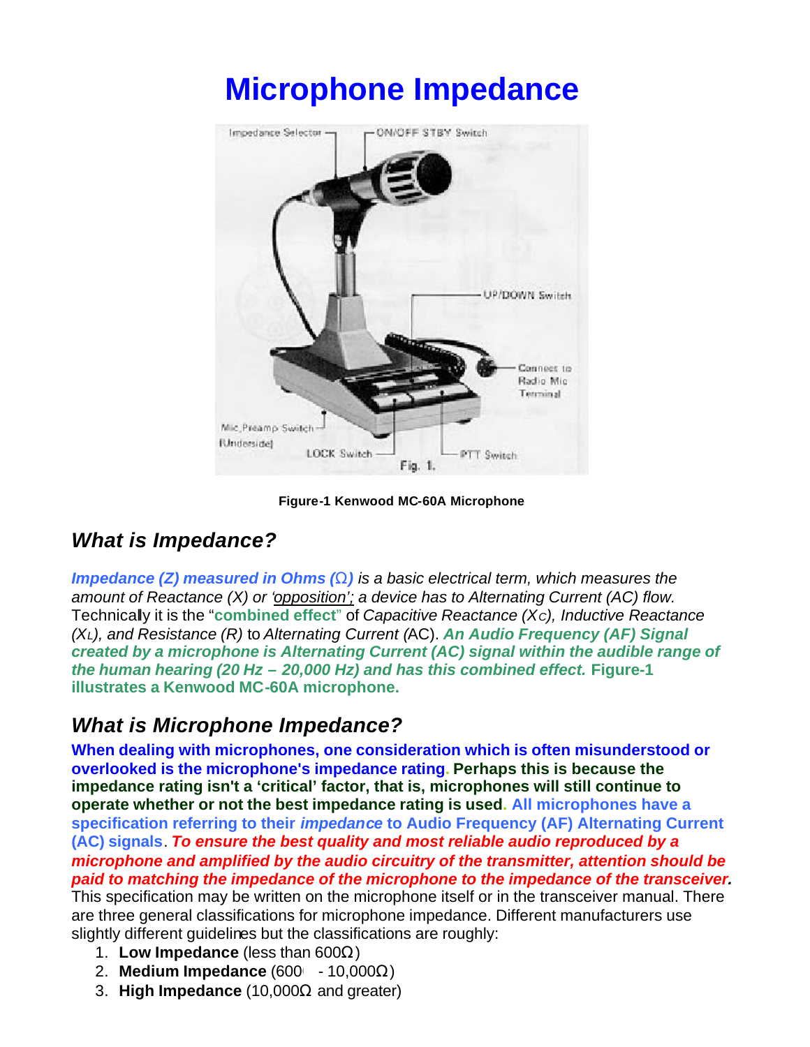# Microphone Impedance

**Figure-1 Kenwood MC-60A Microphone**

## *What is Impedance?*

***Impedance (Z) measured in Ohms (Ω)*** *is a basic electrical term, which measures the amount of Reactance (X) or 'opposition'; a device has to Alternating Current (AC) flow.* Technically it is the "**combined effect**" of *Capacitive Reactance ($X_C$), Inductive Reactance ($X_L$), and Resistance (R)* to *Alternating Current (*AC). ***An Audio Frequency (AF) Signal created by a microphone is Alternating Current (AC) signal within the audible range of the human hearing (20 Hz – 20,000 Hz) and has this combined effect.*** **Figure-1 illustrates a Kenwood MC-60A microphone.**

## *What is Microphone Impedance?*

**When dealing with microphones, one consideration which is often misunderstood or overlooked is the microphone's impedance rating. Perhaps this is because the impedance rating isn't a 'critical' factor, that is, microphones will still continue to operate whether or not the best impedance rating is used. All microphones have a specification referring to their *impedance* to Audio Frequency (AF) Alternating Current (AC) signals**. ***To ensure the best quality and most reliable audio reproduced by a microphone and amplified by the audio circuitry of the transmitter, attention should be paid to matching the impedance of the microphone to the impedance of the transceiver.*** This specification may be written on the microphone itself or in the transceiver manual. There are three general classifications for microphone impedance. Different manufacturers use slightly different guidelines but the classifications are roughly:

1. **Low Impedance** (less than 600Ω)
2. **Medium Impedance** (600 - 10,000Ω)
3. **High Impedance** (10,000Ω and greater)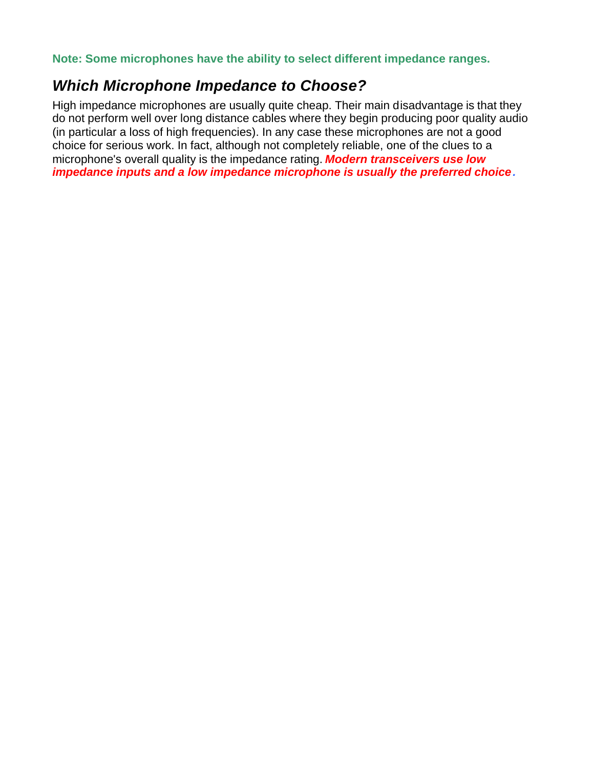**Note: Some microphones have the ability to select different impedance ranges.**

## *Which Microphone Impedance to Choose?*

High impedance microphones are usually quite cheap. Their main disadvantage is that they do not perform well over long distance cables where they begin producing poor quality audio (in particular a loss of high frequencies). In any case these microphones are not a good choice for serious work. In fact, although not completely reliable, one of the clues to a microphone's overall quality is the impedance rating. ***Modern transceivers use low impedance inputs and a low impedance microphone is usually the preferred choice.***